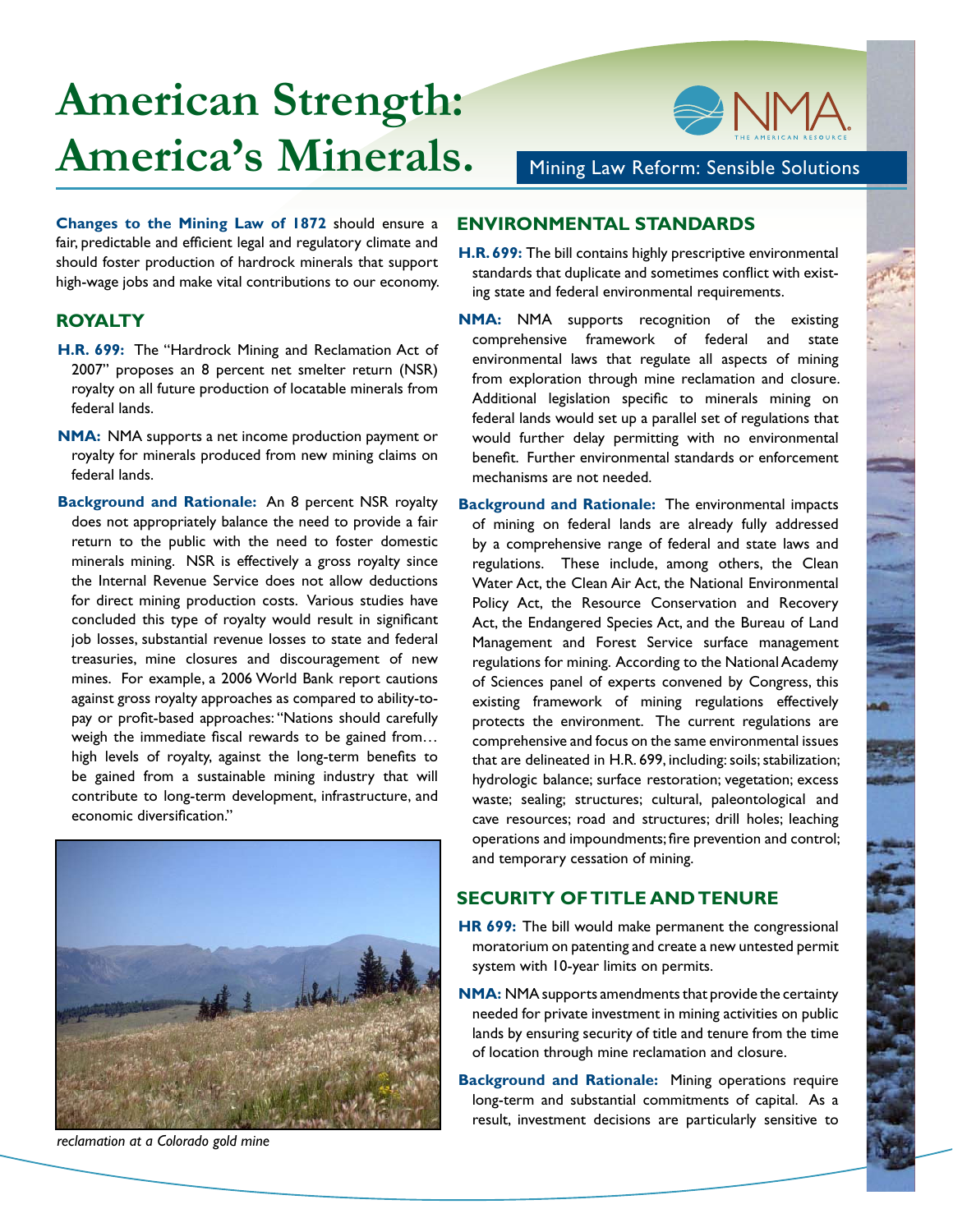# American Strength: America's Minerals.

NMA THE AMERICAN RESOURCE

Mining Law Reform: Sensible Solutions

**Changes to the Mining Law of 1872** should ensure a fair, predictable and efficient legal and regulatory climate and should foster production of hardrock minerals that support high-wage jobs and make vital contributions to our economy.

## ROYALTY

**H.R. 699:** The "Hardrock Mining and Reclamation Act of 2007" proposes an 8 percent net smelter return (NSR) royalty on all future production of locatable minerals from federal lands.

**NMA:** NMA supports a net income production payment or royalty for minerals produced from new mining claims on federal lands.

**Background and Rationale:** An 8 percent NSR royalty does not appropriately balance the need to provide a fair return to the public with the need to foster domestic minerals mining. NSR is effectively a gross royalty since the Internal Revenue Service does not allow deductions for direct mining production costs. Various studies have concluded this type of royalty would result in significant job losses, substantial revenue losses to state and federal treasuries, mine closures and discouragement of new mines. For example, a 2006 World Bank report cautions against gross royalty approaches as compared to ability-to-pay or profit-based approaches: "Nations should carefully weigh the immediate fiscal rewards to be gained from… high levels of royalty, against the long-term benefits to be gained from a sustainable mining industry that will contribute to long-term development, infrastructure, and economic diversification."

*reclamation at a Colorado gold mine*

## ENVIRONMENTAL STANDARDS

**H.R. 699:** The bill contains highly prescriptive environmental standards that duplicate and sometimes conflict with existing state and federal environmental requirements.

**NMA:** NMA supports recognition of the existing comprehensive framework of federal and state environmental laws that regulate all aspects of mining from exploration through mine reclamation and closure. Additional legislation specific to minerals mining on federal lands would set up a parallel set of regulations that would further delay permitting with no environmental benefit. Further environmental standards or enforcement mechanisms are not needed.

**Background and Rationale:** The environmental impacts of mining on federal lands are already fully addressed by a comprehensive range of federal and state laws and regulations. These include, among others, the Clean Water Act, the Clean Air Act, the National Environmental Policy Act, the Resource Conservation and Recovery Act, the Endangered Species Act, and the Bureau of Land Management and Forest Service surface management regulations for mining. According to the National Academy of Sciences panel of experts convened by Congress, this existing framework of mining regulations effectively protects the environment. The current regulations are comprehensive and focus on the same environmental issues that are delineated in H.R. 699, including: soils; stabilization; hydrologic balance; surface restoration; vegetation; excess waste; sealing; structures; cultural, paleontological and cave resources; road and structures; drill holes; leaching operations and impoundments; fire prevention and control; and temporary cessation of mining.

## SECURITY OF TITLE AND TENURE

**HR 699:** The bill would make permanent the congressional moratorium on patenting and create a new untested permit system with 10-year limits on permits.

**NMA:** NMA supports amendments that provide the certainty needed for private investment in mining activities on public lands by ensuring security of title and tenure from the time of location through mine reclamation and closure.

**Background and Rationale:** Mining operations require long-term and substantial commitments of capital. As a result, investment decisions are particularly sensitive to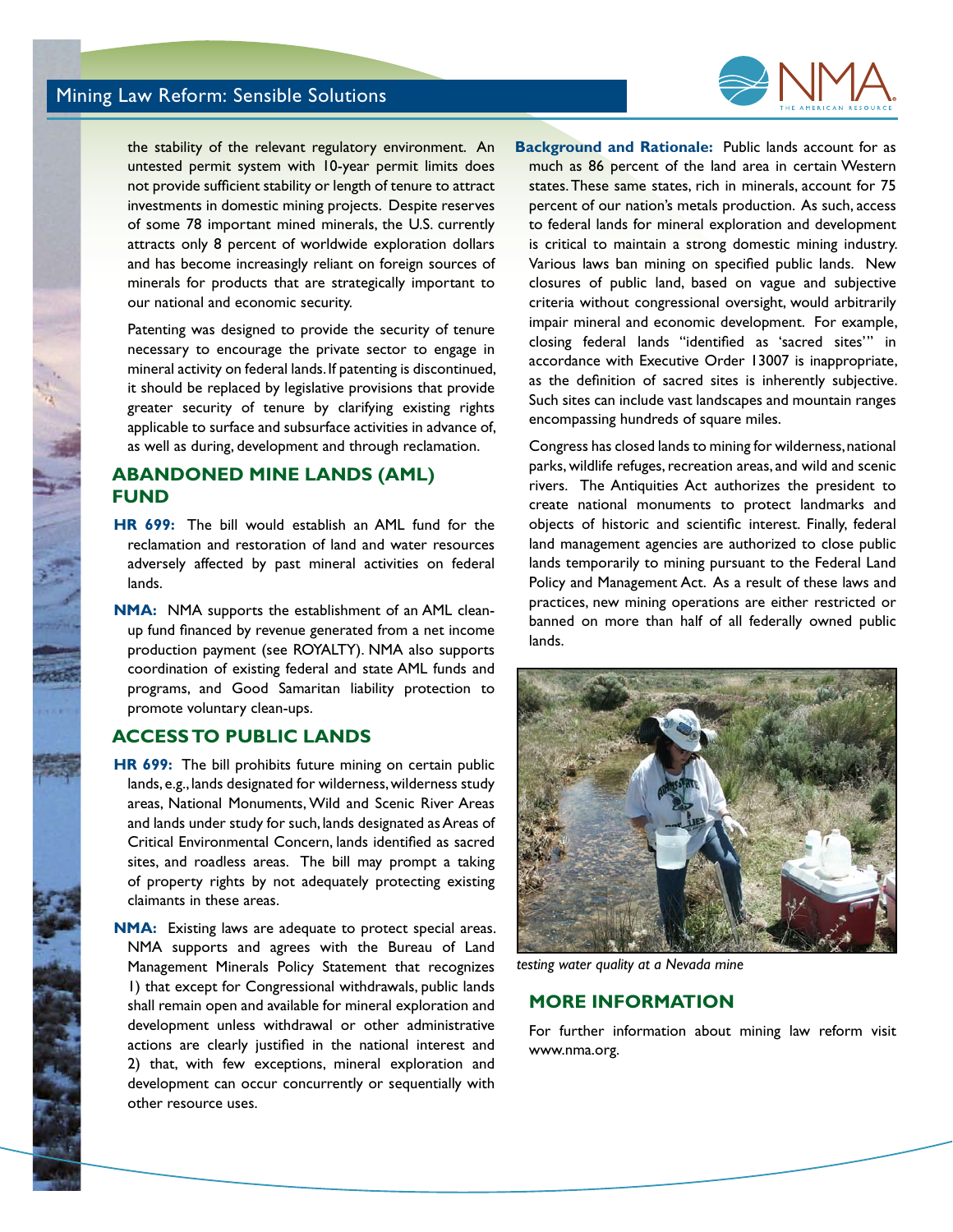the stability of the relevant regulatory environment. An untested permit system with 10-year permit limits does not provide sufficient stability or length of tenure to attract investments in domestic mining projects. Despite reserves of some 78 important mined minerals, the U.S. currently attracts only 8 percent of worldwide exploration dollars and has become increasingly reliant on foreign sources of minerals for products that are strategically important to our national and economic security.

Patenting was designed to provide the security of tenure necessary to encourage the private sector to engage in mineral activity on federal lands. If patenting is discontinued, it should be replaced by legislative provisions that provide greater security of tenure by clarifying existing rights applicable to surface and subsurface activities in advance of, as well as during, development and through reclamation.

## ABANDONED MINE LANDS (AML) FUND

**HR 699:** The bill would establish an AML fund for the reclamation and restoration of land and water resources adversely affected by past mineral activities on federal lands.

**NMA:** NMA supports the establishment of an AML clean-up fund financed by revenue generated from a net income production payment (see ROYALTY). NMA also supports coordination of existing federal and state AML funds and programs, and Good Samaritan liability protection to promote voluntary clean-ups.

## ACCESS TO PUBLIC LANDS

**HR 699:** The bill prohibits future mining on certain public lands, e.g., lands designated for wilderness, wilderness study areas, National Monuments, Wild and Scenic River Areas and lands under study for such, lands designated as Areas of Critical Environmental Concern, lands identified as sacred sites, and roadless areas. The bill may prompt a taking of property rights by not adequately protecting existing claimants in these areas.

**NMA:** Existing laws are adequate to protect special areas. NMA supports and agrees with the Bureau of Land Management Minerals Policy Statement that recognizes 1) that except for Congressional withdrawals, public lands shall remain open and available for mineral exploration and development unless withdrawal or other administrative actions are clearly justified in the national interest and 2) that, with few exceptions, mineral exploration and development can occur concurrently or sequentially with other resource uses.

**Background and Rationale:** Public lands account for as much as 86 percent of the land area in certain Western states. These same states, rich in minerals, account for 75 percent of our nation's metals production. As such, access to federal lands for mineral exploration and development is critical to maintain a strong domestic mining industry. Various laws ban mining on specified public lands. New closures of public land, based on vague and subjective criteria without congressional oversight, would arbitrarily impair mineral and economic development. For example, closing federal lands "identified as 'sacred sites'" in accordance with Executive Order 13007 is inappropriate, as the definition of sacred sites is inherently subjective. Such sites can include vast landscapes and mountain ranges encompassing hundreds of square miles.

Congress has closed lands to mining for wilderness, national parks, wildlife refuges, recreation areas, and wild and scenic rivers. The Antiquities Act authorizes the president to create national monuments to protect landmarks and objects of historic and scientific interest. Finally, federal land management agencies are authorized to close public lands temporarily to mining pursuant to the Federal Land Policy and Management Act. As a result of these laws and practices, new mining operations are either restricted or banned on more than half of all federally owned public lands.

*testing water quality at a Nevada mine*

## MORE INFORMATION

For further information about mining law reform visit www.nma.org.